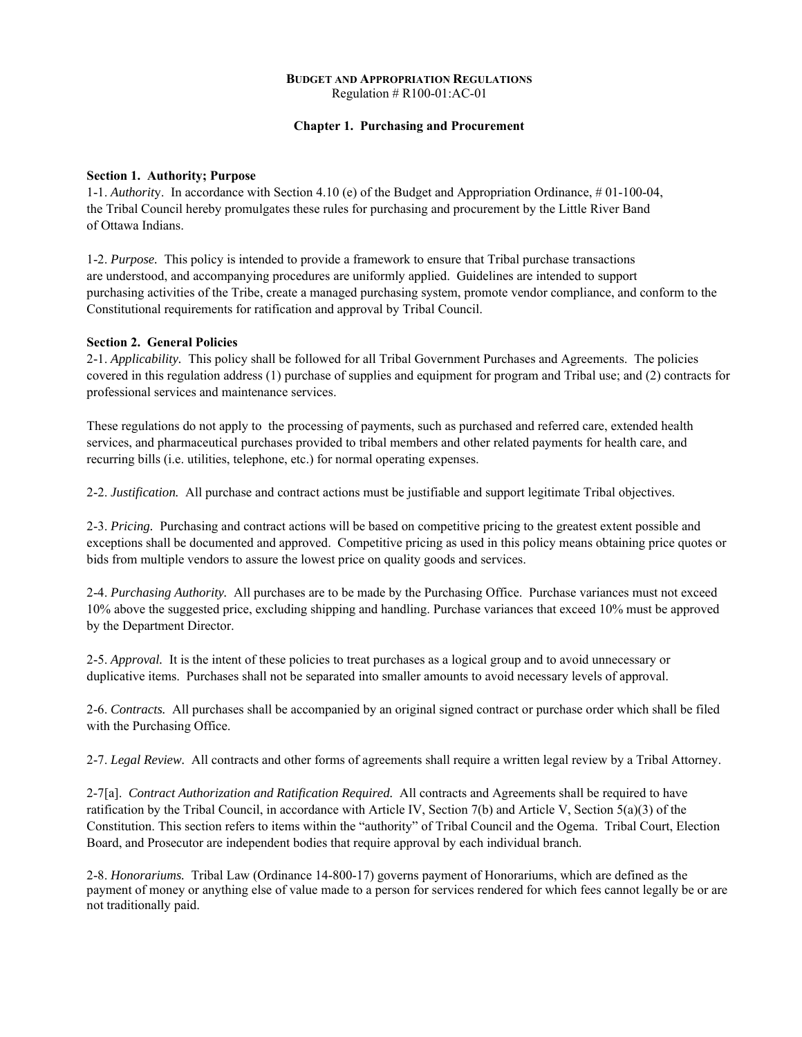# Budget and Appropriation Regulations

Regulation # R100-01:AC-01

## Chapter 1. Purchasing and Procurement

### Section 1. Authority; Purpose

1-1. *Authority*. In accordance with Section 4.10 (e) of the Budget and Appropriation Ordinance, # 01-100-04, the Tribal Council hereby promulgates these rules for purchasing and procurement by the Little River Band of Ottawa Indians.

1-2. *Purpose.* This policy is intended to provide a framework to ensure that Tribal purchase transactions are understood, and accompanying procedures are uniformly applied. Guidelines are intended to support purchasing activities of the Tribe, create a managed purchasing system, promote vendor compliance, and conform to the Constitutional requirements for ratification and approval by Tribal Council.

### Section 2. General Policies

2-1. *Applicability.* This policy shall be followed for all Tribal Government Purchases and Agreements. The policies covered in this regulation address (1) purchase of supplies and equipment for program and Tribal use; and (2) contracts for professional services and maintenance services.

These regulations do not apply to the processing of payments, such as purchased and referred care, extended health services, and pharmaceutical purchases provided to tribal members and other related payments for health care, and recurring bills (i.e. utilities, telephone, etc.) for normal operating expenses.

2-2. *Justification.* All purchase and contract actions must be justifiable and support legitimate Tribal objectives.

2-3. *Pricing.* Purchasing and contract actions will be based on competitive pricing to the greatest extent possible and exceptions shall be documented and approved. Competitive pricing as used in this policy means obtaining price quotes or bids from multiple vendors to assure the lowest price on quality goods and services.

2-4. *Purchasing Authority.* All purchases are to be made by the Purchasing Office. Purchase variances must not exceed 10% above the suggested price, excluding shipping and handling. Purchase variances that exceed 10% must be approved by the Department Director.

2-5. *Approval.* It is the intent of these policies to treat purchases as a logical group and to avoid unnecessary or duplicative items. Purchases shall not be separated into smaller amounts to avoid necessary levels of approval.

2-6. *Contracts.* All purchases shall be accompanied by an original signed contract or purchase order which shall be filed with the Purchasing Office.

2-7. *Legal Review.* All contracts and other forms of agreements shall require a written legal review by a Tribal Attorney.

2-7[a]. *Contract Authorization and Ratification Required.* All contracts and Agreements shall be required to have ratification by the Tribal Council, in accordance with Article IV, Section 7(b) and Article V, Section 5(a)(3) of the Constitution. This section refers to items within the "authority" of Tribal Council and the Ogema. Tribal Court, Election Board, and Prosecutor are independent bodies that require approval by each individual branch.

2-8. *Honorariums.* Tribal Law (Ordinance 14-800-17) governs payment of Honorariums, which are defined as the payment of money or anything else of value made to a person for services rendered for which fees cannot legally be or are not traditionally paid.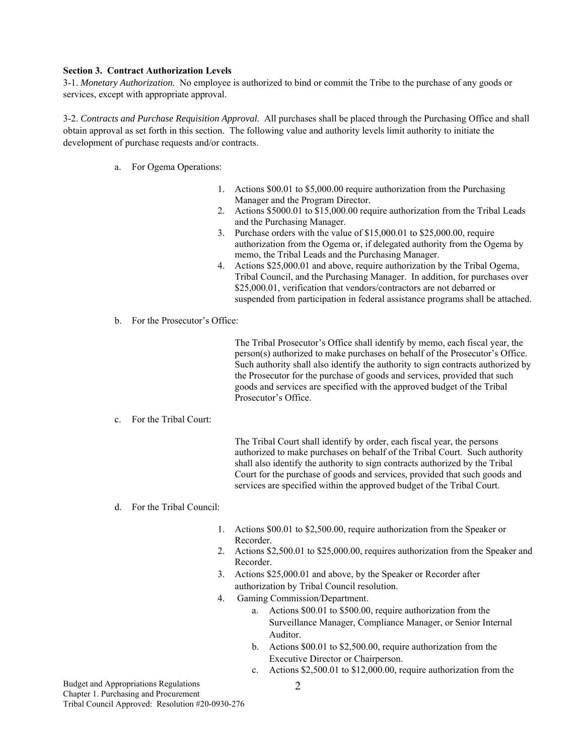**Section 3. Contract Authorization Levels**

3-1. *Monetary Authorization.* No employee is authorized to bind or commit the Tribe to the purchase of any goods or services, except with appropriate approval.

3-2. *Contracts and Purchase Requisition Approval.* All purchases shall be placed through the Purchasing Office and shall obtain approval as set forth in this section. The following value and authority levels limit authority to initiate the development of purchase requests and/or contracts.

a. For Ogema Operations:

1. Actions $00.01 to $5,000.00 require authorization from the Purchasing Manager and the Program Director.
2. Actions $5000.01 to $15,000.00 require authorization from the Tribal Leads and the Purchasing Manager.
3. Purchase orders with the value of $15,000.01 to $25,000.00, require authorization from the Ogema or, if delegated authority from the Ogema by memo, the Tribal Leads and the Purchasing Manager.
4. Actions $25,000.01 and above, require authorization by the Tribal Ogema, Tribal Council, and the Purchasing Manager. In addition, for purchases over $25,000.01, verification that vendors/contractors are not debarred or suspended from participation in federal assistance programs shall be attached.

b. For the Prosecutor's Office:

The Tribal Prosecutor's Office shall identify by memo, each fiscal year, the person(s) authorized to make purchases on behalf of the Prosecutor's Office. Such authority shall also identify the authority to sign contracts authorized by the Prosecutor for the purchase of goods and services, provided that such goods and services are specified with the approved budget of the Tribal Prosecutor's Office.

c. For the Tribal Court:

The Tribal Court shall identify by order, each fiscal year, the persons authorized to make purchases on behalf of the Tribal Court. Such authority shall also identify the authority to sign contracts authorized by the Tribal Court for the purchase of goods and services, provided that such goods and services are specified within the approved budget of the Tribal Court.

d. For the Tribal Council:

1. Actions $00.01 to $2,500.00, require authorization from the Speaker or Recorder.
2. Actions $2,500.01 to $25,000.00, requires authorization from the Speaker and Recorder.
3. Actions $25,000.01 and above, by the Speaker or Recorder after authorization by Tribal Council resolution.
4. Gaming Commission/Department.
   a. Actions $00.01 to $500.00, require authorization from the Surveillance Manager, Compliance Manager, or Senior Internal Auditor.
   b. Actions $00.01 to $2,500.00, require authorization from the Executive Director or Chairperson.
   c. Actions $2,500.01 to $12,000.00, require authorization from the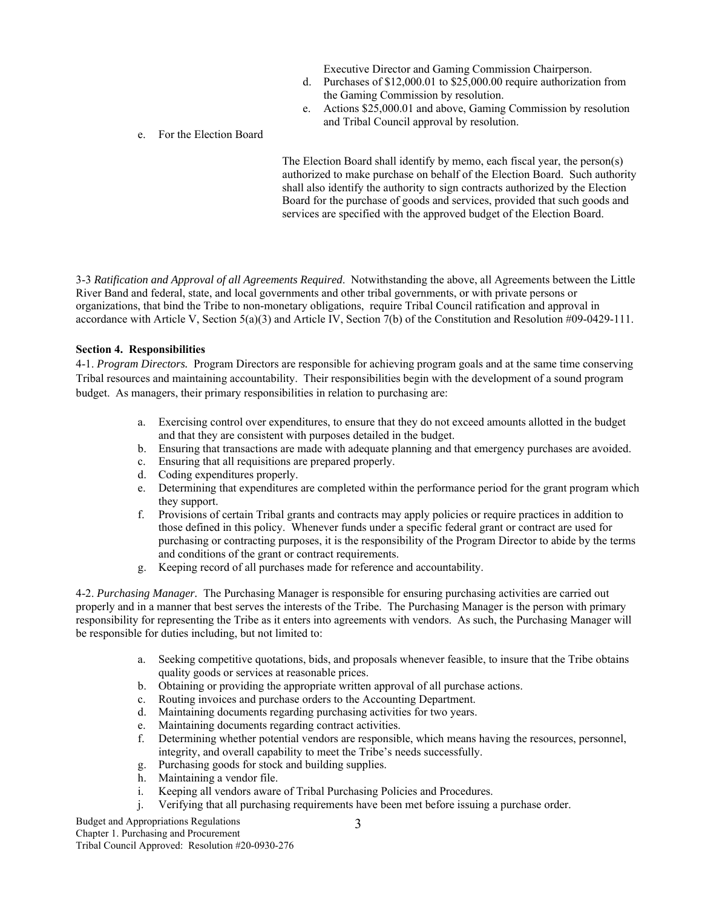Executive Director and Gaming Commission Chairperson.

d. Purchases of $12,000.01 to $25,000.00 require authorization from the Gaming Commission by resolution.
e. Actions $25,000.01 and above, Gaming Commission by resolution and Tribal Council approval by resolution.

e. For the Election Board

The Election Board shall identify by memo, each fiscal year, the person(s) authorized to make purchase on behalf of the Election Board. Such authority shall also identify the authority to sign contracts authorized by the Election Board for the purchase of goods and services, provided that such goods and services are specified with the approved budget of the Election Board.

3-3 *Ratification and Approval of all Agreements Required*. Notwithstanding the above, all Agreements between the Little River Band and federal, state, and local governments and other tribal governments, or with private persons or organizations, that bind the Tribe to non-monetary obligations, require Tribal Council ratification and approval in accordance with Article V, Section 5(a)(3) and Article IV, Section 7(b) of the Constitution and Resolution #09-0429-111.

**Section 4. Responsibilities**

4-1. *Program Directors.* Program Directors are responsible for achieving program goals and at the same time conserving Tribal resources and maintaining accountability. Their responsibilities begin with the development of a sound program budget. As managers, their primary responsibilities in relation to purchasing are:

a. Exercising control over expenditures, to ensure that they do not exceed amounts allotted in the budget and that they are consistent with purposes detailed in the budget.
b. Ensuring that transactions are made with adequate planning and that emergency purchases are avoided.
c. Ensuring that all requisitions are prepared properly.
d. Coding expenditures properly.
e. Determining that expenditures are completed within the performance period for the grant program which they support.
f. Provisions of certain Tribal grants and contracts may apply policies or require practices in addition to those defined in this policy. Whenever funds under a specific federal grant or contract are used for purchasing or contracting purposes, it is the responsibility of the Program Director to abide by the terms and conditions of the grant or contract requirements.
g. Keeping record of all purchases made for reference and accountability.

4-2. *Purchasing Manager.* The Purchasing Manager is responsible for ensuring purchasing activities are carried out properly and in a manner that best serves the interests of the Tribe. The Purchasing Manager is the person with primary responsibility for representing the Tribe as it enters into agreements with vendors. As such, the Purchasing Manager will be responsible for duties including, but not limited to:

a. Seeking competitive quotations, bids, and proposals whenever feasible, to insure that the Tribe obtains quality goods or services at reasonable prices.
b. Obtaining or providing the appropriate written approval of all purchase actions.
c. Routing invoices and purchase orders to the Accounting Department.
d. Maintaining documents regarding purchasing activities for two years.
e. Maintaining documents regarding contract activities.
f. Determining whether potential vendors are responsible, which means having the resources, personnel, integrity, and overall capability to meet the Tribe's needs successfully.
g. Purchasing goods for stock and building supplies.
h. Maintaining a vendor file.
i. Keeping all vendors aware of Tribal Purchasing Policies and Procedures.
j. Verifying that all purchasing requirements have been met before issuing a purchase order.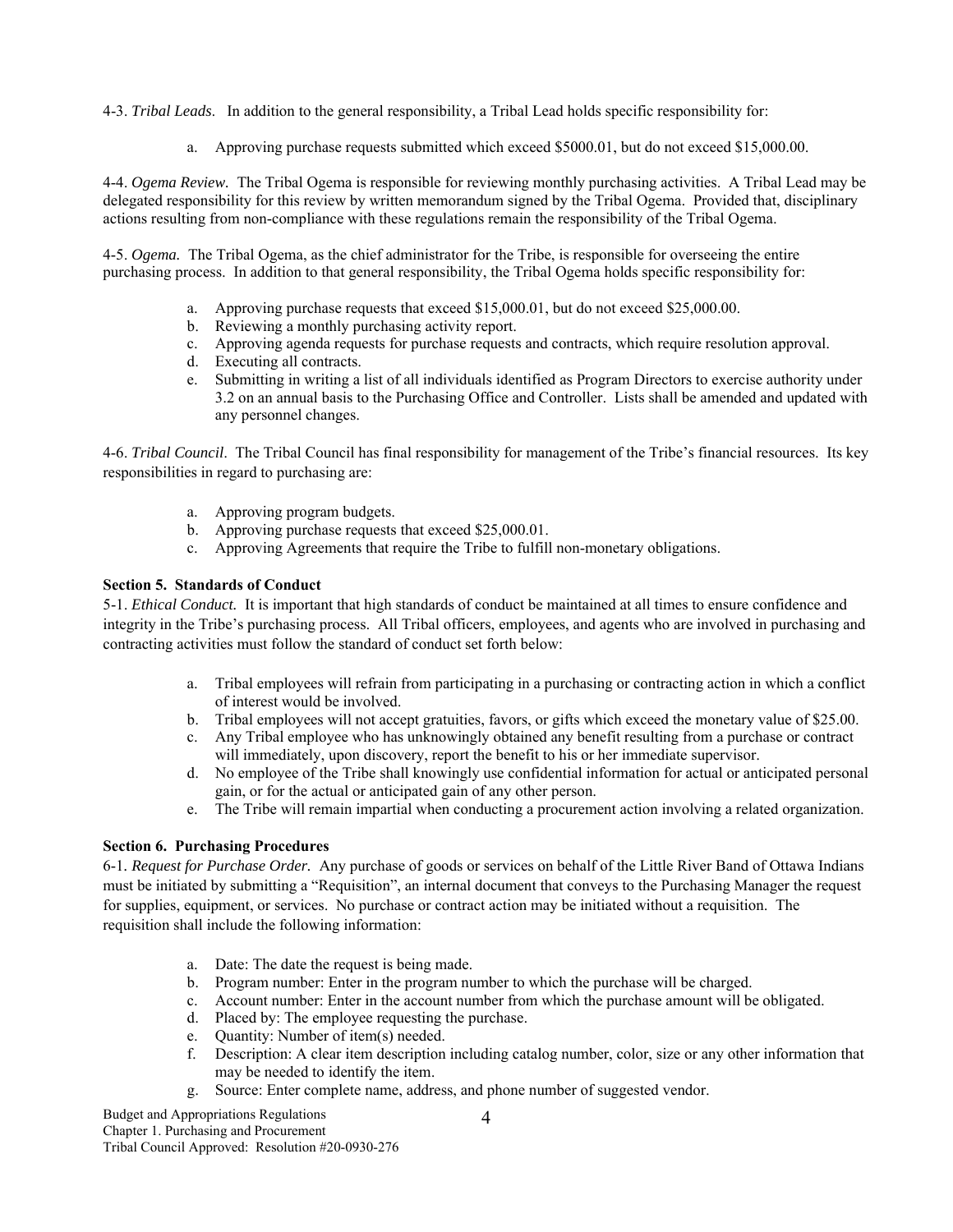4-3. *Tribal Leads*. In addition to the general responsibility, a Tribal Lead holds specific responsibility for:

a. Approving purchase requests submitted which exceed $5000.01, but do not exceed $15,000.00.

4-4. *Ogema Review.* The Tribal Ogema is responsible for reviewing monthly purchasing activities. A Tribal Lead may be delegated responsibility for this review by written memorandum signed by the Tribal Ogema. Provided that, disciplinary actions resulting from non-compliance with these regulations remain the responsibility of the Tribal Ogema.

4-5. *Ogema.* The Tribal Ogema, as the chief administrator for the Tribe, is responsible for overseeing the entire purchasing process. In addition to that general responsibility, the Tribal Ogema holds specific responsibility for:

a. Approving purchase requests that exceed $15,000.01, but do not exceed $25,000.00.
b. Reviewing a monthly purchasing activity report.
c. Approving agenda requests for purchase requests and contracts, which require resolution approval.
d. Executing all contracts.
e. Submitting in writing a list of all individuals identified as Program Directors to exercise authority under 3.2 on an annual basis to the Purchasing Office and Controller. Lists shall be amended and updated with any personnel changes.

4-6. *Tribal Council*. The Tribal Council has final responsibility for management of the Tribe's financial resources. Its key responsibilities in regard to purchasing are:

a. Approving program budgets.
b. Approving purchase requests that exceed $25,000.01.
c. Approving Agreements that require the Tribe to fulfill non-monetary obligations.

**Section 5. Standards of Conduct**

5-1. *Ethical Conduct.* It is important that high standards of conduct be maintained at all times to ensure confidence and integrity in the Tribe's purchasing process. All Tribal officers, employees, and agents who are involved in purchasing and contracting activities must follow the standard of conduct set forth below:

a. Tribal employees will refrain from participating in a purchasing or contracting action in which a conflict of interest would be involved.
b. Tribal employees will not accept gratuities, favors, or gifts which exceed the monetary value of $25.00.
c. Any Tribal employee who has unknowingly obtained any benefit resulting from a purchase or contract will immediately, upon discovery, report the benefit to his or her immediate supervisor.
d. No employee of the Tribe shall knowingly use confidential information for actual or anticipated personal gain, or for the actual or anticipated gain of any other person.
e. The Tribe will remain impartial when conducting a procurement action involving a related organization.

**Section 6. Purchasing Procedures**

6-1. *Request for Purchase Order.* Any purchase of goods or services on behalf of the Little River Band of Ottawa Indians must be initiated by submitting a "Requisition", an internal document that conveys to the Purchasing Manager the request for supplies, equipment, or services. No purchase or contract action may be initiated without a requisition. The requisition shall include the following information:

a. Date: The date the request is being made.
b. Program number: Enter in the program number to which the purchase will be charged.
c. Account number: Enter in the account number from which the purchase amount will be obligated.
d. Placed by: The employee requesting the purchase.
e. Quantity: Number of item(s) needed.
f. Description: A clear item description including catalog number, color, size or any other information that may be needed to identify the item.
g. Source: Enter complete name, address, and phone number of suggested vendor.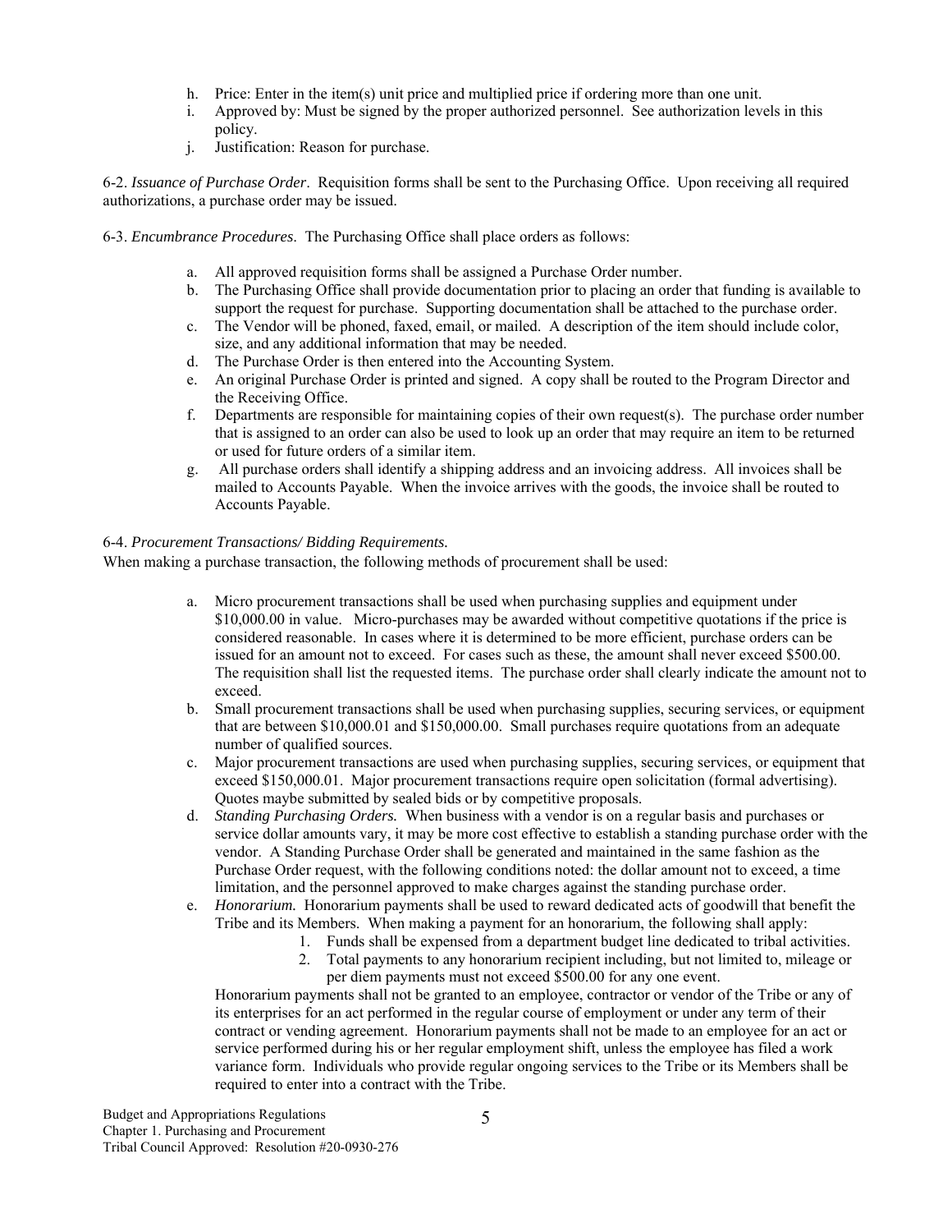h. Price: Enter in the item(s) unit price and multiplied price if ordering more than one unit.
i. Approved by: Must be signed by the proper authorized personnel. See authorization levels in this policy.
j. Justification: Reason for purchase.

6-2. *Issuance of Purchase Order*. Requisition forms shall be sent to the Purchasing Office. Upon receiving all required authorizations, a purchase order may be issued.

6-3. *Encumbrance Procedures*. The Purchasing Office shall place orders as follows:

a. All approved requisition forms shall be assigned a Purchase Order number.
b. The Purchasing Office shall provide documentation prior to placing an order that funding is available to support the request for purchase. Supporting documentation shall be attached to the purchase order.
c. The Vendor will be phoned, faxed, email, or mailed. A description of the item should include color, size, and any additional information that may be needed.
d. The Purchase Order is then entered into the Accounting System.
e. An original Purchase Order is printed and signed. A copy shall be routed to the Program Director and the Receiving Office.
f. Departments are responsible for maintaining copies of their own request(s). The purchase order number that is assigned to an order can also be used to look up an order that may require an item to be returned or used for future orders of a similar item.
g. All purchase orders shall identify a shipping address and an invoicing address. All invoices shall be mailed to Accounts Payable. When the invoice arrives with the goods, the invoice shall be routed to Accounts Payable.

6-4. *Procurement Transactions/ Bidding Requirements.*

When making a purchase transaction, the following methods of procurement shall be used:

a. Micro procurement transactions shall be used when purchasing supplies and equipment under \$10,000.00 in value. Micro-purchases may be awarded without competitive quotations if the price is considered reasonable. In cases where it is determined to be more efficient, purchase orders can be issued for an amount not to exceed. For cases such as these, the amount shall never exceed \$500.00. The requisition shall list the requested items. The purchase order shall clearly indicate the amount not to exceed.
b. Small procurement transactions shall be used when purchasing supplies, securing services, or equipment that are between \$10,000.01 and \$150,000.00. Small purchases require quotations from an adequate number of qualified sources.
c. Major procurement transactions are used when purchasing supplies, securing services, or equipment that exceed \$150,000.01. Major procurement transactions require open solicitation (formal advertising). Quotes maybe submitted by sealed bids or by competitive proposals.
d. *Standing Purchasing Orders.* When business with a vendor is on a regular basis and purchases or service dollar amounts vary, it may be more cost effective to establish a standing purchase order with the vendor. A Standing Purchase Order shall be generated and maintained in the same fashion as the Purchase Order request, with the following conditions noted: the dollar amount not to exceed, a time limitation, and the personnel approved to make charges against the standing purchase order.
e. *Honorarium.* Honorarium payments shall be used to reward dedicated acts of goodwill that benefit the Tribe and its Members. When making a payment for an honorarium, the following shall apply:
    1. Funds shall be expensed from a department budget line dedicated to tribal activities.
    2. Total payments to any honorarium recipient including, but not limited to, mileage or per diem payments must not exceed \$500.00 for any one event.

   Honorarium payments shall not be granted to an employee, contractor or vendor of the Tribe or any of its enterprises for an act performed in the regular course of employment or under any term of their contract or vending agreement. Honorarium payments shall not be made to an employee for an act or service performed during his or her regular employment shift, unless the employee has filed a work variance form. Individuals who provide regular ongoing services to the Tribe or its Members shall be required to enter into a contract with the Tribe.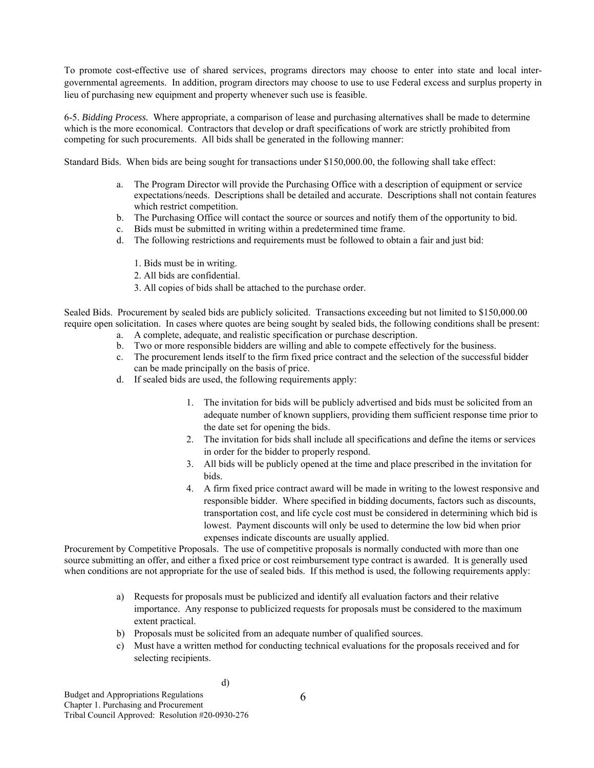To promote cost-effective use of shared services, programs directors may choose to enter into state and local inter-governmental agreements. In addition, program directors may choose to use to use Federal excess and surplus property in lieu of purchasing new equipment and property whenever such use is feasible.

6-5. *Bidding Process.* Where appropriate, a comparison of lease and purchasing alternatives shall be made to determine which is the more economical. Contractors that develop or draft specifications of work are strictly prohibited from competing for such procurements. All bids shall be generated in the following manner:

Standard Bids. When bids are being sought for transactions under $150,000.00, the following shall take effect:

a. The Program Director will provide the Purchasing Office with a description of equipment or service expectations/needs. Descriptions shall be detailed and accurate. Descriptions shall not contain features which restrict competition.
b. The Purchasing Office will contact the source or sources and notify them of the opportunity to bid.
c. Bids must be submitted in writing within a predetermined time frame.
d. The following restrictions and requirements must be followed to obtain a fair and just bid:

    1. Bids must be in writing.
    2. All bids are confidential.
    3. All copies of bids shall be attached to the purchase order.

Sealed Bids. Procurement by sealed bids are publicly solicited. Transactions exceeding but not limited to $150,000.00 require open solicitation. In cases where quotes are being sought by sealed bids, the following conditions shall be present:

a. A complete, adequate, and realistic specification or purchase description.
b. Two or more responsible bidders are willing and able to compete effectively for the business.
c. The procurement lends itself to the firm fixed price contract and the selection of the successful bidder can be made principally on the basis of price.
d. If sealed bids are used, the following requirements apply:

    1. The invitation for bids will be publicly advertised and bids must be solicited from an adequate number of known suppliers, providing them sufficient response time prior to the date set for opening the bids.
    2. The invitation for bids shall include all specifications and define the items or services in order for the bidder to properly respond.
    3. All bids will be publicly opened at the time and place prescribed in the invitation for bids.
    4. A firm fixed price contract award will be made in writing to the lowest responsive and responsible bidder. Where specified in bidding documents, factors such as discounts, transportation cost, and life cycle cost must be considered in determining which bid is lowest. Payment discounts will only be used to determine the low bid when prior expenses indicate discounts are usually applied.

Procurement by Competitive Proposals. The use of competitive proposals is normally conducted with more than one source submitting an offer, and either a fixed price or cost reimbursement type contract is awarded. It is generally used when conditions are not appropriate for the use of sealed bids. If this method is used, the following requirements apply:

a) Requests for proposals must be publicized and identify all evaluation factors and their relative importance. Any response to publicized requests for proposals must be considered to the maximum extent practical.
b) Proposals must be solicited from an adequate number of qualified sources.
c) Must have a written method for conducting technical evaluations for the proposals received and for selecting recipients.
d)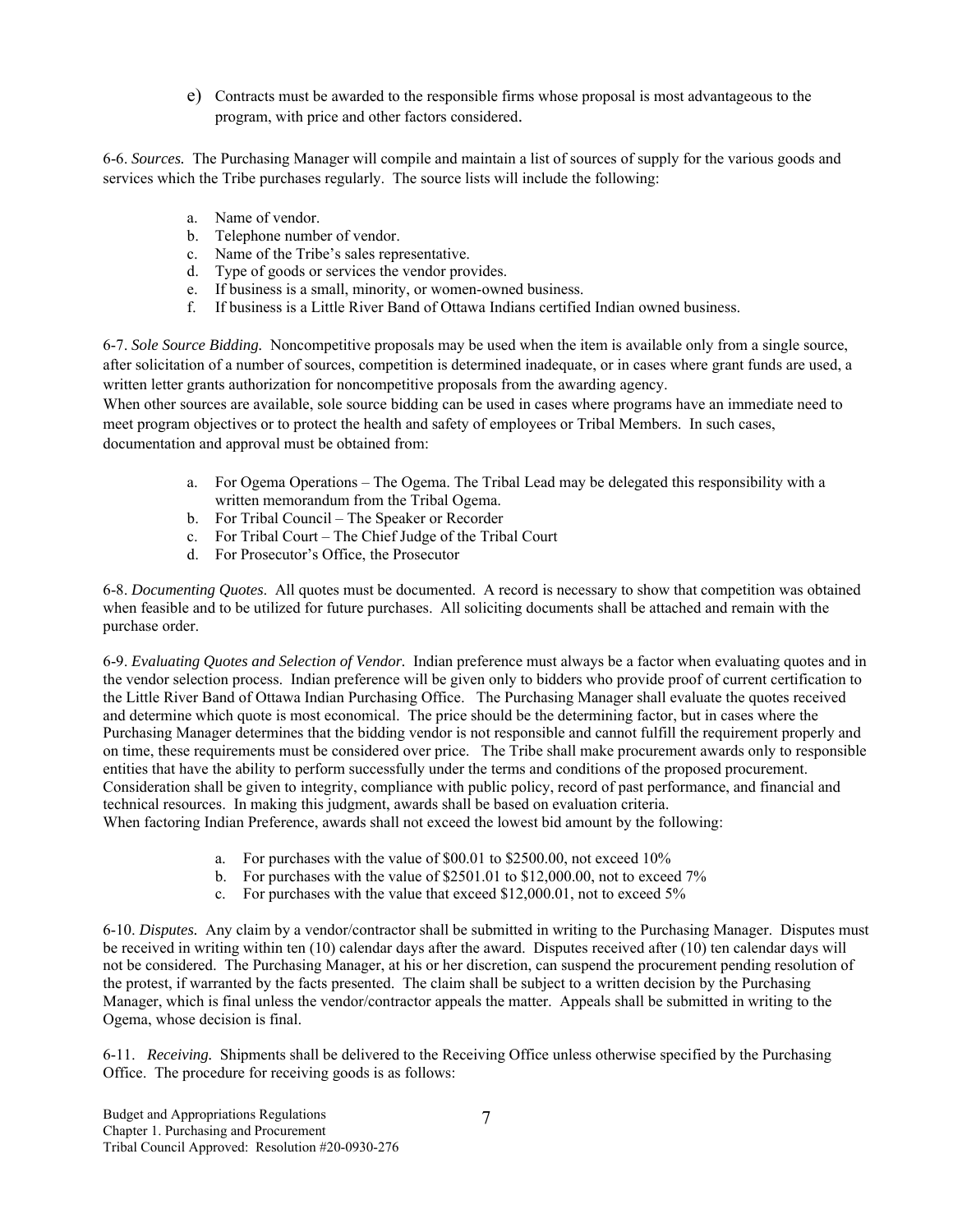e) Contracts must be awarded to the responsible firms whose proposal is most advantageous to the program, with price and other factors considered.

6-6. *Sources.* The Purchasing Manager will compile and maintain a list of sources of supply for the various goods and services which the Tribe purchases regularly. The source lists will include the following:

a. Name of vendor.
b. Telephone number of vendor.
c. Name of the Tribe's sales representative.
d. Type of goods or services the vendor provides.
e. If business is a small, minority, or women-owned business.
f. If business is a Little River Band of Ottawa Indians certified Indian owned business.

6-7. *Sole Source Bidding.* Noncompetitive proposals may be used when the item is available only from a single source, after solicitation of a number of sources, competition is determined inadequate, or in cases where grant funds are used, a written letter grants authorization for noncompetitive proposals from the awarding agency.
When other sources are available, sole source bidding can be used in cases where programs have an immediate need to meet program objectives or to protect the health and safety of employees or Tribal Members. In such cases, documentation and approval must be obtained from:

a. For Ogema Operations – The Ogema. The Tribal Lead may be delegated this responsibility with a written memorandum from the Tribal Ogema.
b. For Tribal Council – The Speaker or Recorder
c. For Tribal Court – The Chief Judge of the Tribal Court
d. For Prosecutor's Office, the Prosecutor

6-8. *Documenting Quotes*. All quotes must be documented. A record is necessary to show that competition was obtained when feasible and to be utilized for future purchases. All soliciting documents shall be attached and remain with the purchase order.

6-9. *Evaluating Quotes and Selection of Vendor.* Indian preference must always be a factor when evaluating quotes and in the vendor selection process. Indian preference will be given only to bidders who provide proof of current certification to the Little River Band of Ottawa Indian Purchasing Office. The Purchasing Manager shall evaluate the quotes received and determine which quote is most economical. The price should be the determining factor, but in cases where the Purchasing Manager determines that the bidding vendor is not responsible and cannot fulfill the requirement properly and on time, these requirements must be considered over price. The Tribe shall make procurement awards only to responsible entities that have the ability to perform successfully under the terms and conditions of the proposed procurement. Consideration shall be given to integrity, compliance with public policy, record of past performance, and financial and technical resources. In making this judgment, awards shall be based on evaluation criteria.
When factoring Indian Preference, awards shall not exceed the lowest bid amount by the following:

a. For purchases with the value of $00.01 to $2500.00, not exceed 10%
b. For purchases with the value of $2501.01 to $12,000.00, not to exceed 7%
c. For purchases with the value that exceed $12,000.01, not to exceed 5%

6-10. *Disputes.* Any claim by a vendor/contractor shall be submitted in writing to the Purchasing Manager. Disputes must be received in writing within ten (10) calendar days after the award. Disputes received after (10) ten calendar days will not be considered. The Purchasing Manager, at his or her discretion, can suspend the procurement pending resolution of the protest, if warranted by the facts presented. The claim shall be subject to a written decision by the Purchasing Manager, which is final unless the vendor/contractor appeals the matter. Appeals shall be submitted in writing to the Ogema, whose decision is final.

6-11. *Receiving.* Shipments shall be delivered to the Receiving Office unless otherwise specified by the Purchasing Office. The procedure for receiving goods is as follows: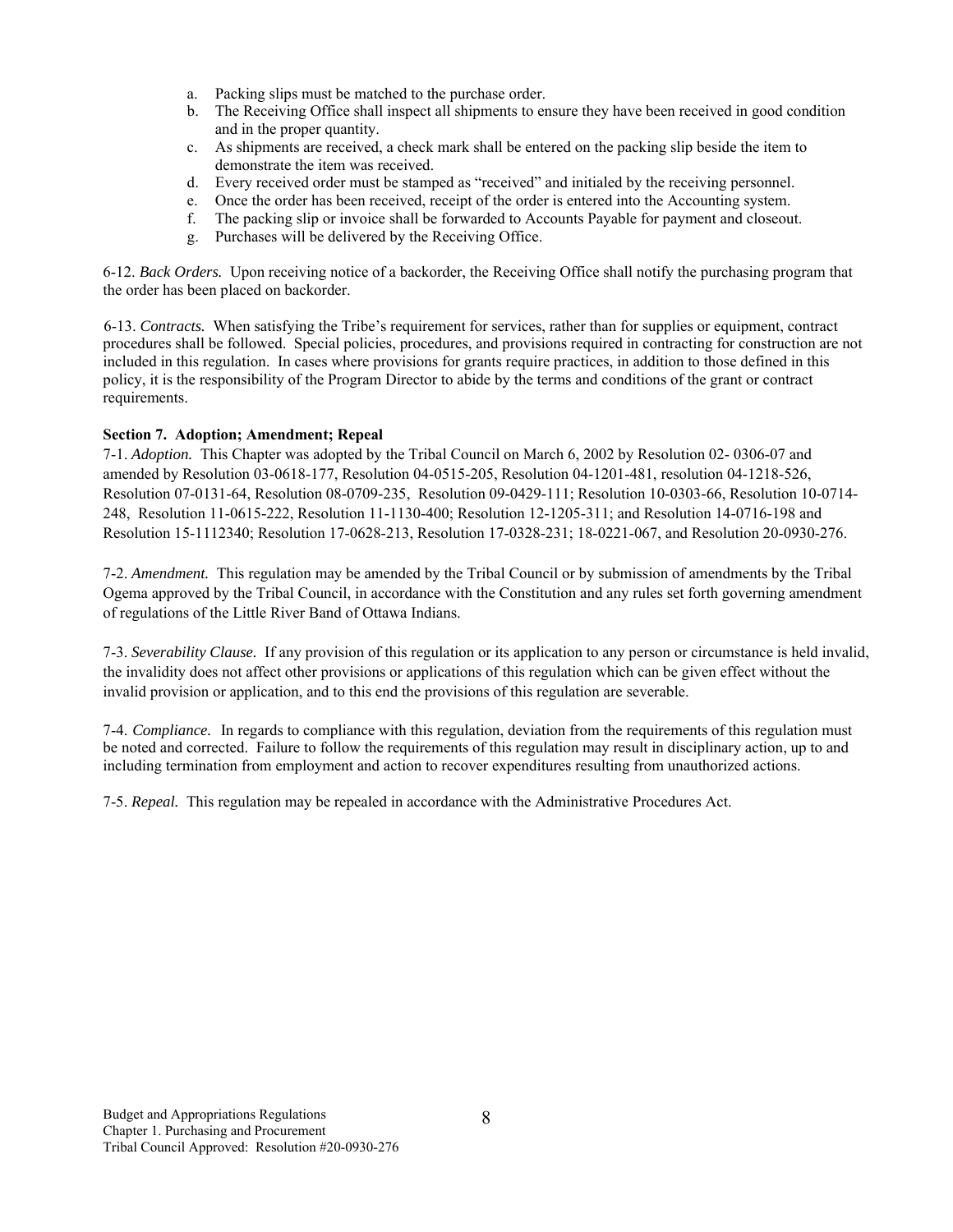a. Packing slips must be matched to the purchase order.
b. The Receiving Office shall inspect all shipments to ensure they have been received in good condition and in the proper quantity.
c. As shipments are received, a check mark shall be entered on the packing slip beside the item to demonstrate the item was received.
d. Every received order must be stamped as "received" and initialed by the receiving personnel.
e. Once the order has been received, receipt of the order is entered into the Accounting system.
f. The packing slip or invoice shall be forwarded to Accounts Payable for payment and closeout.
g. Purchases will be delivered by the Receiving Office.

6-12. *Back Orders.* Upon receiving notice of a backorder, the Receiving Office shall notify the purchasing program that the order has been placed on backorder.

6-13. *Contracts.* When satisfying the Tribe's requirement for services, rather than for supplies or equipment, contract procedures shall be followed. Special policies, procedures, and provisions required in contracting for construction are not included in this regulation. In cases where provisions for grants require practices, in addition to those defined in this policy, it is the responsibility of the Program Director to abide by the terms and conditions of the grant or contract requirements.

**Section 7. Adoption; Amendment; Repeal**

7-1. *Adoption.* This Chapter was adopted by the Tribal Council on March 6, 2002 by Resolution 02- 0306-07 and amended by Resolution 03-0618-177, Resolution 04-0515-205, Resolution 04-1201-481, resolution 04-1218-526, Resolution 07-0131-64, Resolution 08-0709-235, Resolution 09-0429-111; Resolution 10-0303-66, Resolution 10-0714-248, Resolution 11-0615-222, Resolution 11-1130-400; Resolution 12-1205-311; and Resolution 14-0716-198 and Resolution 15-1112340; Resolution 17-0628-213, Resolution 17-0328-231; 18-0221-067, and Resolution 20-0930-276.

7-2. *Amendment.* This regulation may be amended by the Tribal Council or by submission of amendments by the Tribal Ogema approved by the Tribal Council, in accordance with the Constitution and any rules set forth governing amendment of regulations of the Little River Band of Ottawa Indians.

7-3. *Severability Clause.* If any provision of this regulation or its application to any person or circumstance is held invalid, the invalidity does not affect other provisions or applications of this regulation which can be given effect without the invalid provision or application, and to this end the provisions of this regulation are severable.

7-4. *Compliance.* In regards to compliance with this regulation, deviation from the requirements of this regulation must be noted and corrected. Failure to follow the requirements of this regulation may result in disciplinary action, up to and including termination from employment and action to recover expenditures resulting from unauthorized actions.

7-5. *Repeal.* This regulation may be repealed in accordance with the Administrative Procedures Act.